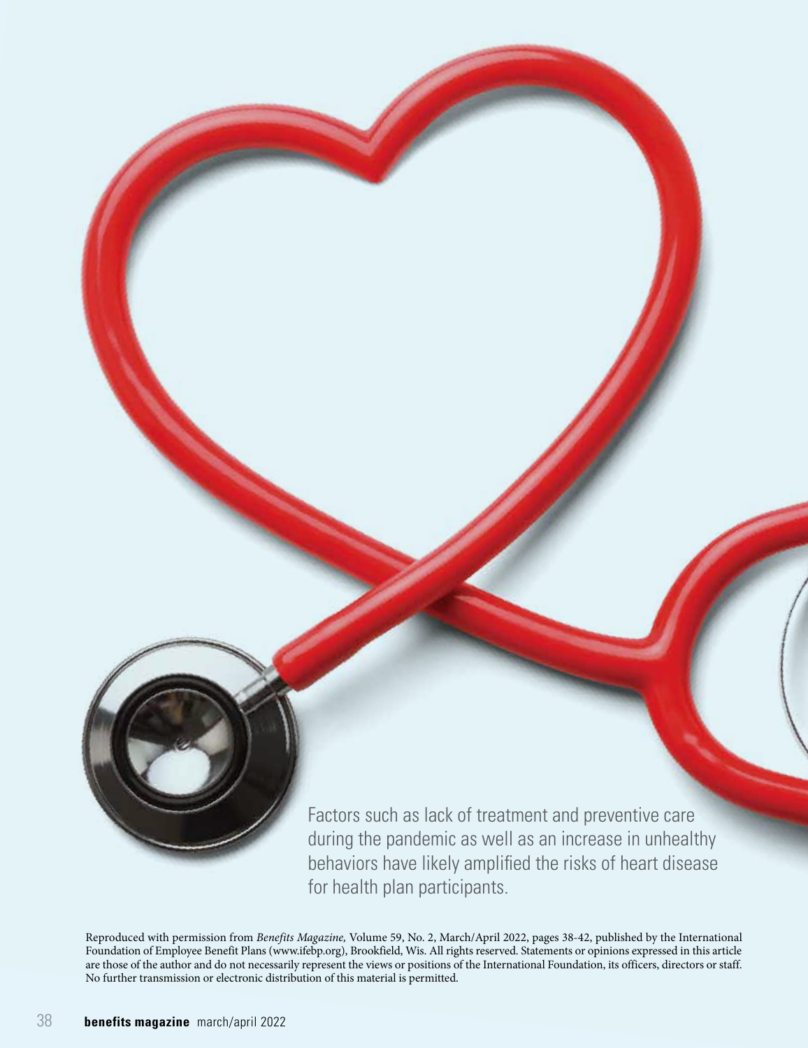Factors such as lack of treatment and preventive care during the pandemic as well as an increase in unhealthy behaviors have likely amplified the risks of heart disease for health plan participants.

Reproduced with permission from *Benefits Magazine,* Volume 59, No. 2, March/April 2022, pages 38-42, published by the International Foundation of Employee Benefit Plans (www.ifebp.org), Brookfield, Wis. All rights reserved. Statements or opinions expressed in this article are those of the author and do not necessarily represent the views or positions of the International Foundation, its officers, directors or staff. No further transmission or electronic distribution of this material is permitted.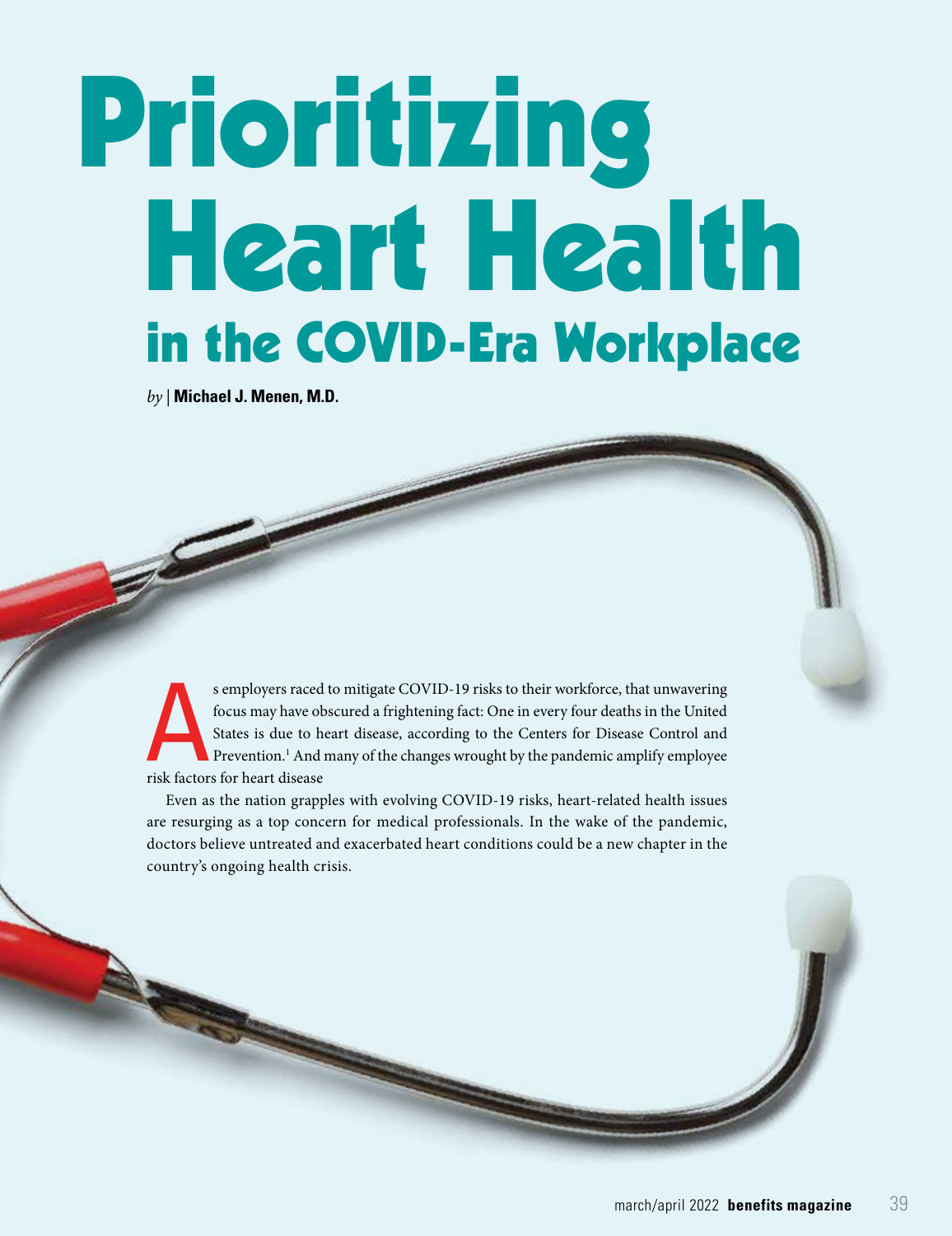# Prioritizing Heart Health in the COVID-Era Workplace

*by* | **Michael J. Menen, M.D.**

As employers raced to mitigate COVID-19 risks to their workforce, that unwavering focus may have obscured a frightening fact: One in every four deaths in the United States is due to heart disease, according to the Centers for Disease Control and Prevention.[1] And many of the changes wrought by the pandemic amplify employee risk factors for heart disease

Even as the nation grapples with evolving COVID-19 risks, heart-related health issues are resurging as a top concern for medical professionals. In the wake of the pandemic, doctors believe untreated and exacerbated heart conditions could be a new chapter in the country's ongoing health crisis.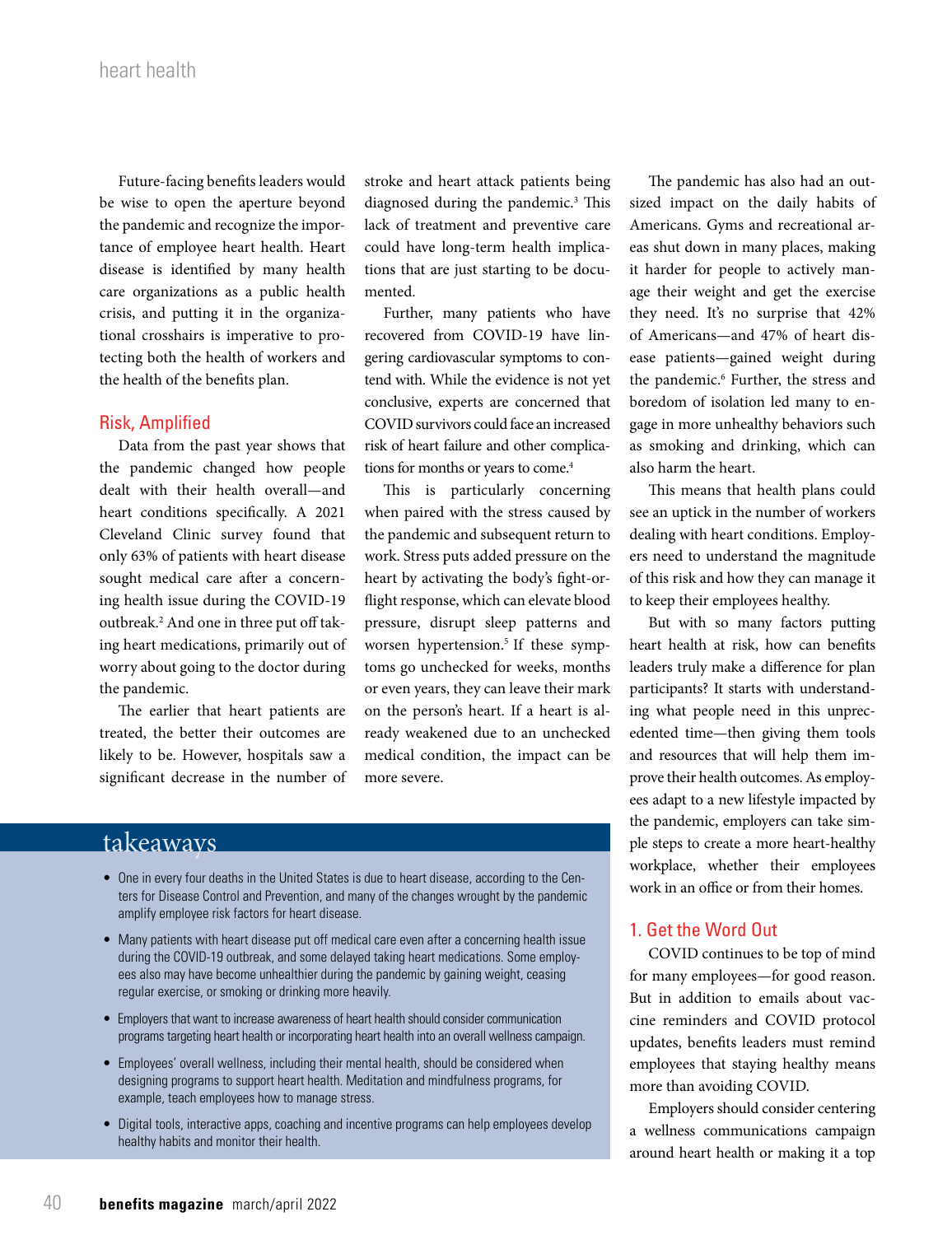Future-facing benefits leaders would be wise to open the aperture beyond the pandemic and recognize the importance of employee heart health. Heart disease is identified by many health care organizations as a public health crisis, and putting it in the organizational crosshairs is imperative to protecting both the health of workers and the health of the benefits plan.

## Risk, Amplified

Data from the past year shows that the pandemic changed how people dealt with their health overall—and heart conditions specifically. A 2021 Cleveland Clinic survey found that only 63% of patients with heart disease sought medical care after a concerning health issue during the COVID-19 outbreak.[2] And one in three put off taking heart medications, primarily out of worry about going to the doctor during the pandemic.

The earlier that heart patients are treated, the better their outcomes are likely to be. However, hospitals saw a significant decrease in the number of stroke and heart attack patients being diagnosed during the pandemic.[3] This lack of treatment and preventive care could have long-term health implications that are just starting to be documented.

Further, many patients who have recovered from COVID-19 have lingering cardiovascular symptoms to contend with. While the evidence is not yet conclusive, experts are concerned that COVID survivors could face an increased risk of heart failure and other complications for months or years to come.[4]

This is particularly concerning when paired with the stress caused by the pandemic and subsequent return to work. Stress puts added pressure on the heart by activating the body's fight-or-flight response, which can elevate blood pressure, disrupt sleep patterns and worsen hypertension.[5] If these symptoms go unchecked for weeks, months or even years, they can leave their mark on the person's heart. If a heart is already weakened due to an unchecked medical condition, the impact can be more severe.

The pandemic has also had an outsized impact on the daily habits of Americans. Gyms and recreational areas shut down in many places, making it harder for people to actively manage their weight and get the exercise they need. It's no surprise that 42% of Americans—and 47% of heart disease patients—gained weight during the pandemic.[6] Further, the stress and boredom of isolation led many to engage in more unhealthy behaviors such as smoking and drinking, which can also harm the heart.

This means that health plans could see an uptick in the number of workers dealing with heart conditions. Employers need to understand the magnitude of this risk and how they can manage it to keep their employees healthy.

But with so many factors putting heart health at risk, how can benefits leaders truly make a difference for plan participants? It starts with understanding what people need in this unprecedented time—then giving them tools and resources that will help them improve their health outcomes. As employees adapt to a new lifestyle impacted by the pandemic, employers can take simple steps to create a more heart-healthy workplace, whether their employees work in an office or from their homes.

## 1. Get the Word Out

COVID continues to be top of mind for many employees—for good reason. But in addition to emails about vaccine reminders and COVID protocol updates, benefits leaders must remind employees that staying healthy means more than avoiding COVID.

Employers should consider centering a wellness communications campaign around heart health or making it a top

## takeaways

- One in every four deaths in the United States is due to heart disease, according to the Centers for Disease Control and Prevention, and many of the changes wrought by the pandemic amplify employee risk factors for heart disease.
- Many patients with heart disease put off medical care even after a concerning health issue during the COVID-19 outbreak, and some delayed taking heart medications. Some employees also may have become unhealthier during the pandemic by gaining weight, ceasing regular exercise, or smoking or drinking more heavily.
- Employers that want to increase awareness of heart health should consider communication programs targeting heart health or incorporating heart health into an overall wellness campaign.
- Employees' overall wellness, including their mental health, should be considered when designing programs to support heart health. Meditation and mindfulness programs, for example, teach employees how to manage stress.
- Digital tools, interactive apps, coaching and incentive programs can help employees develop healthy habits and monitor their health.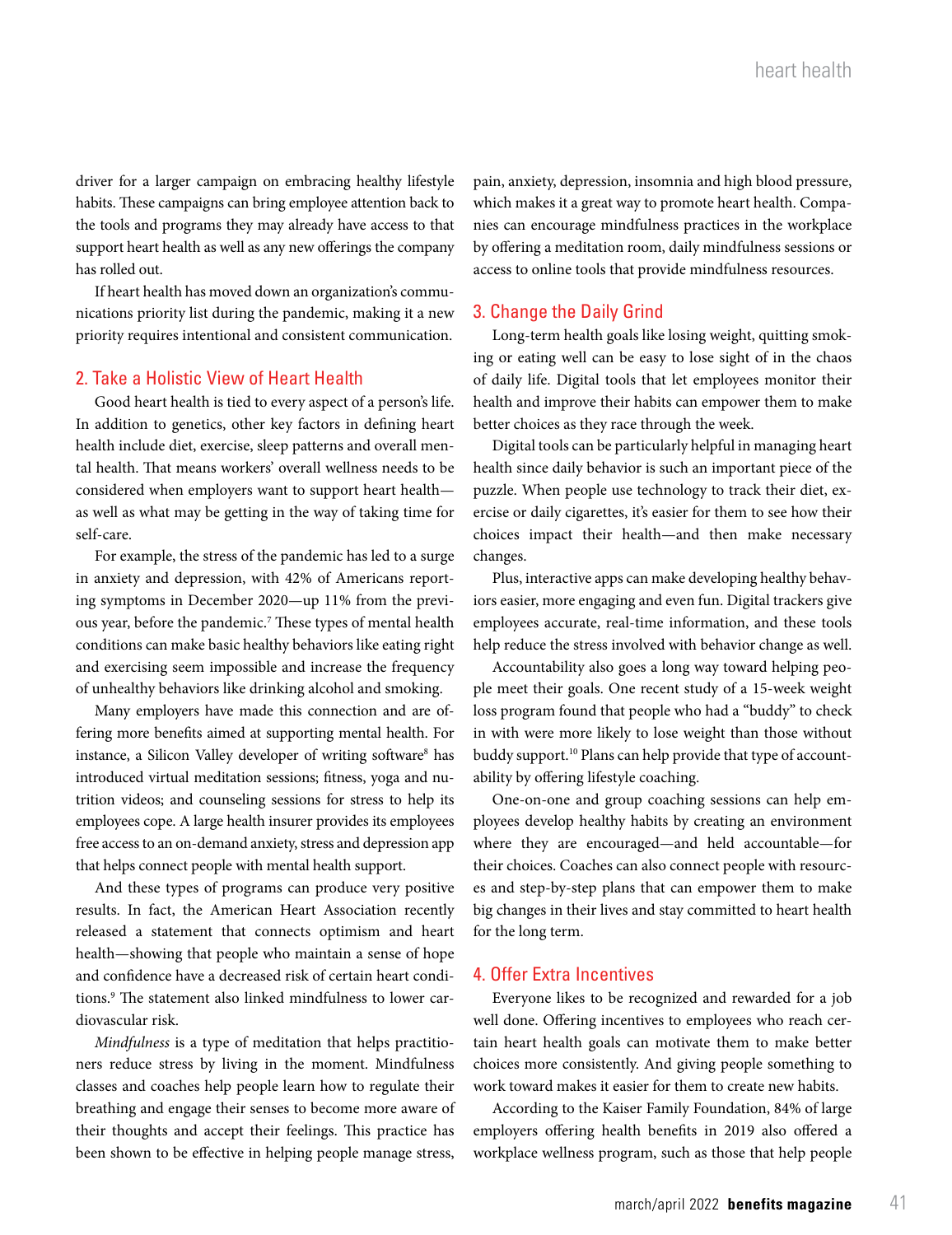driver for a larger campaign on embracing healthy lifestyle habits. These campaigns can bring employee attention back to the tools and programs they may already have access to that support heart health as well as any new offerings the company has rolled out.

If heart health has moved down an organization's communications priority list during the pandemic, making it a new priority requires intentional and consistent communication.

## 2. Take a Holistic View of Heart Health

Good heart health is tied to every aspect of a person's life. In addition to genetics, other key factors in defining heart health include diet, exercise, sleep patterns and overall mental health. That means workers' overall wellness needs to be considered when employers want to support heart health—as well as what may be getting in the way of taking time for self-care.

For example, the stress of the pandemic has led to a surge in anxiety and depression, with 42% of Americans reporting symptoms in December 2020—up 11% from the previous year, before the pandemic.[7] These types of mental health conditions can make basic healthy behaviors like eating right and exercising seem impossible and increase the frequency of unhealthy behaviors like drinking alcohol and smoking.

Many employers have made this connection and are offering more benefits aimed at supporting mental health. For instance, a Silicon Valley developer of writing software[8] has introduced virtual meditation sessions; fitness, yoga and nutrition videos; and counseling sessions for stress to help its employees cope. A large health insurer provides its employees free access to an on-demand anxiety, stress and depression app that helps connect people with mental health support.

And these types of programs can produce very positive results. In fact, the American Heart Association recently released a statement that connects optimism and heart health—showing that people who maintain a sense of hope and confidence have a decreased risk of certain heart conditions.[9] The statement also linked mindfulness to lower cardiovascular risk.

*Mindfulness* is a type of meditation that helps practitioners reduce stress by living in the moment. Mindfulness classes and coaches help people learn how to regulate their breathing and engage their senses to become more aware of their thoughts and accept their feelings. This practice has been shown to be effective in helping people manage stress, pain, anxiety, depression, insomnia and high blood pressure, which makes it a great way to promote heart health. Companies can encourage mindfulness practices in the workplace by offering a meditation room, daily mindfulness sessions or access to online tools that provide mindfulness resources.

## 3. Change the Daily Grind

Long-term health goals like losing weight, quitting smoking or eating well can be easy to lose sight of in the chaos of daily life. Digital tools that let employees monitor their health and improve their habits can empower them to make better choices as they race through the week.

Digital tools can be particularly helpful in managing heart health since daily behavior is such an important piece of the puzzle. When people use technology to track their diet, exercise or daily cigarettes, it's easier for them to see how their choices impact their health—and then make necessary changes.

Plus, interactive apps can make developing healthy behaviors easier, more engaging and even fun. Digital trackers give employees accurate, real-time information, and these tools help reduce the stress involved with behavior change as well.

Accountability also goes a long way toward helping people meet their goals. One recent study of a 15-week weight loss program found that people who had a "buddy" to check in with were more likely to lose weight than those without buddy support.[10] Plans can help provide that type of accountability by offering lifestyle coaching.

One-on-one and group coaching sessions can help employees develop healthy habits by creating an environment where they are encouraged—and held accountable—for their choices. Coaches can also connect people with resources and step-by-step plans that can empower them to make big changes in their lives and stay committed to heart health for the long term.

## 4. Offer Extra Incentives

Everyone likes to be recognized and rewarded for a job well done. Offering incentives to employees who reach certain heart health goals can motivate them to make better choices more consistently. And giving people something to work toward makes it easier for them to create new habits.

According to the Kaiser Family Foundation, 84% of large employers offering health benefits in 2019 also offered a workplace wellness program, such as those that help people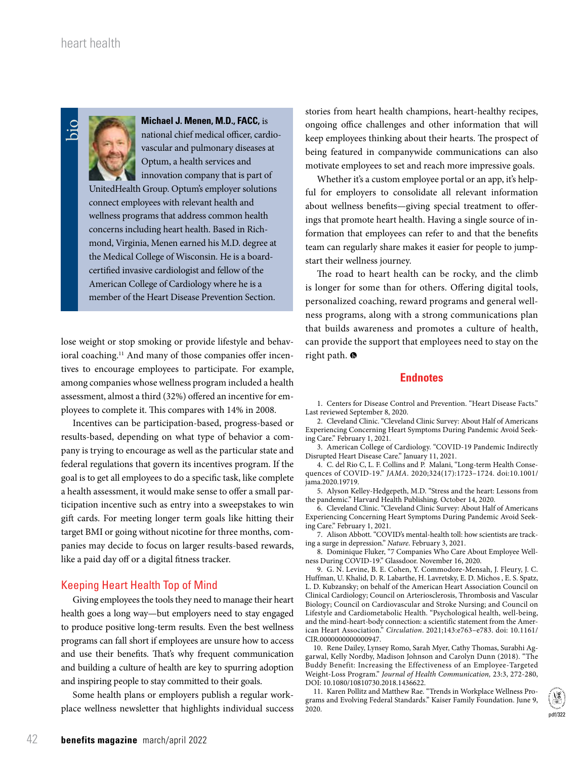**bio**

**Michael J. Menen, M.D., FACC,** is national chief medical officer, cardiovascular and pulmonary diseases at Optum, a health services and innovation company that is part of UnitedHealth Group. Optum's employer solutions connect employees with relevant health and wellness programs that address common health concerns including heart health. Based in Richmond, Virginia, Menen earned his M.D. degree at the Medical College of Wisconsin. He is a board-certified invasive cardiologist and fellow of the American College of Cardiology where he is a member of the Heart Disease Prevention Section.

lose weight or stop smoking or provide lifestyle and behavioral coaching.[11] And many of those companies offer incentives to encourage employees to participate. For example, among companies whose wellness program included a health assessment, almost a third (32%) offered an incentive for employees to complete it. This compares with 14% in 2008.

Incentives can be participation-based, progress-based or results-based, depending on what type of behavior a company is trying to encourage as well as the particular state and federal regulations that govern its incentives program. If the goal is to get all employees to do a specific task, like complete a health assessment, it would make sense to offer a small participation incentive such as entry into a sweepstakes to win gift cards. For meeting longer term goals like hitting their target BMI or going without nicotine for three months, companies may decide to focus on larger results-based rewards, like a paid day off or a digital fitness tracker.

## Keeping Heart Health Top of Mind

Giving employees the tools they need to manage their heart health goes a long way—but employers need to stay engaged to produce positive long-term results. Even the best wellness programs can fall short if employees are unsure how to access and use their benefits. That's why frequent communication and building a culture of health are key to spurring adoption and inspiring people to stay committed to their goals.

Some health plans or employers publish a regular workplace wellness newsletter that highlights individual success stories from heart health champions, heart-healthy recipes, ongoing office challenges and other information that will keep employees thinking about their hearts. The prospect of being featured in companywide communications can also motivate employees to set and reach more impressive goals.

Whether it's a custom employee portal or an app, it's helpful for employers to consolidate all relevant information about wellness benefits—giving special treatment to offerings that promote heart health. Having a single source of information that employees can refer to and that the benefits team can regularly share makes it easier for people to jump-start their wellness journey.

The road to heart health can be rocky, and the climb is longer for some than for others. Offering digital tools, personalized coaching, reward programs and general wellness programs, along with a strong communications plan that builds awareness and promotes a culture of health, can provide the support that employees need to stay on the right path.

## Endnotes

1. Centers for Disease Control and Prevention. "Heart Disease Facts." Last reviewed September 8, 2020.
2. Cleveland Clinic. "Cleveland Clinic Survey: About Half of Americans Experiencing Concerning Heart Symptoms During Pandemic Avoid Seeking Care." February 1, 2021.
3. American College of Cardiology. "COVID-19 Pandemic Indirectly Disrupted Heart Disease Care." January 11, 2021.
4. C. del Rio C, L. F. Collins and P. Malani, "Long-term Health Consequences of COVID-19." *JAMA*. 2020;324(17):1723–1724. doi:10.1001/jama.2020.19719.
5. Alyson Kelley-Hedgepeth, M.D. "Stress and the heart: Lessons from the pandemic." Harvard Health Publishing. October 14, 2020.
6. Cleveland Clinic. "Cleveland Clinic Survey: About Half of Americans Experiencing Concerning Heart Symptoms During Pandemic Avoid Seeking Care." February 1, 2021.
7. Alison Abbott. "COVID's mental-health toll: how scientists are tracking a surge in depression." *Nature*. February 3, 2021.
8. Dominique Fluker, "7 Companies Who Care About Employee Wellness During COVID-19." Glassdoor. November 16, 2020.
9. G. N. Levine, B. E. Cohen, Y. Commodore-Mensah, J. Fleury, J. C. Huffman, U. Khalid, D. R. Labarthe, H. Lavretsky, E. D. Michos , E. S. Spatz, L. D. Kubzansky; on behalf of the American Heart Association Council on Clinical Cardiology; Council on Arteriosclerosis, Thrombosis and Vascular Biology; Council on Cardiovascular and Stroke Nursing; and Council on Lifestyle and Cardiometabolic Health. "Psychological health, well-being, and the mind-heart-body connection: a scientific statement from the American Heart Association." *Circulation*. 2021;143:e763–e783. doi: 10.1161/CIR.0000000000000947.
10. Rene Dailey, Lynsey Romo, Sarah Myer, Cathy Thomas, Surabhi Aggarwal, Kelly Nordby, Madison Johnson and Carolyn Dunn (2018). "The Buddy Benefit: Increasing the Effectiveness of an Employee-Targeted Weight-Loss Program." *Journal of Health Communication,* 23:3, 272-280, DOI: 10.1080/10810730.2018.1436622.
11. Karen Pollitz and Matthew Rae. "Trends in Workplace Wellness Programs and Evolving Federal Standards." Kaiser Family Foundation. June 9, 2020.

pdf/322